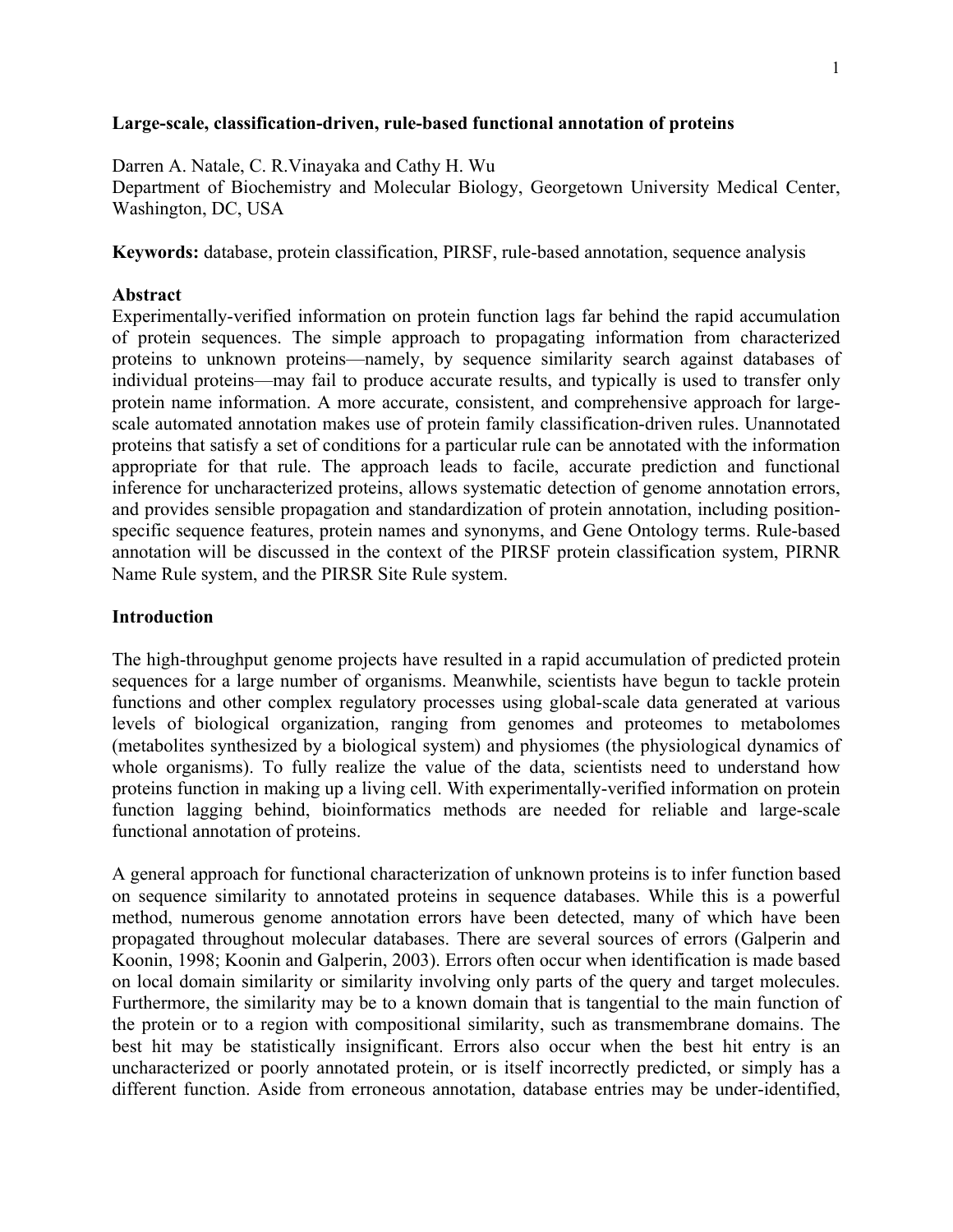# Large-scale, classification-driven, rule-based functional annotation of proteins

Darren A. Natale, C. R.Vinayaka and Cathy H. Wu
Department of Biochemistry and Molecular Biology, Georgetown University Medical Center, Washington, DC, USA

**Keywords:** database, protein classification, PIRSF, rule-based annotation, sequence analysis

## Abstract

Experimentally-verified information on protein function lags far behind the rapid accumulation of protein sequences. The simple approach to propagating information from characterized proteins to unknown proteins—namely, by sequence similarity search against databases of individual proteins—may fail to produce accurate results, and typically is used to transfer only protein name information. A more accurate, consistent, and comprehensive approach for large-scale automated annotation makes use of protein family classification-driven rules. Unannotated proteins that satisfy a set of conditions for a particular rule can be annotated with the information appropriate for that rule. The approach leads to facile, accurate prediction and functional inference for uncharacterized proteins, allows systematic detection of genome annotation errors, and provides sensible propagation and standardization of protein annotation, including position-specific sequence features, protein names and synonyms, and Gene Ontology terms. Rule-based annotation will be discussed in the context of the PIRSF protein classification system, PIRNR Name Rule system, and the PIRSR Site Rule system.

## Introduction

The high-throughput genome projects have resulted in a rapid accumulation of predicted protein sequences for a large number of organisms. Meanwhile, scientists have begun to tackle protein functions and other complex regulatory processes using global-scale data generated at various levels of biological organization, ranging from genomes and proteomes to metabolomes (metabolites synthesized by a biological system) and physiomes (the physiological dynamics of whole organisms). To fully realize the value of the data, scientists need to understand how proteins function in making up a living cell. With experimentally-verified information on protein function lagging behind, bioinformatics methods are needed for reliable and large-scale functional annotation of proteins.

A general approach for functional characterization of unknown proteins is to infer function based on sequence similarity to annotated proteins in sequence databases. While this is a powerful method, numerous genome annotation errors have been detected, many of which have been propagated throughout molecular databases. There are several sources of errors (Galperin and Koonin, 1998; Koonin and Galperin, 2003). Errors often occur when identification is made based on local domain similarity or similarity involving only parts of the query and target molecules. Furthermore, the similarity may be to a known domain that is tangential to the main function of the protein or to a region with compositional similarity, such as transmembrane domains. The best hit may be statistically insignificant. Errors also occur when the best hit entry is an uncharacterized or poorly annotated protein, or is itself incorrectly predicted, or simply has a different function. Aside from erroneous annotation, database entries may be under-identified,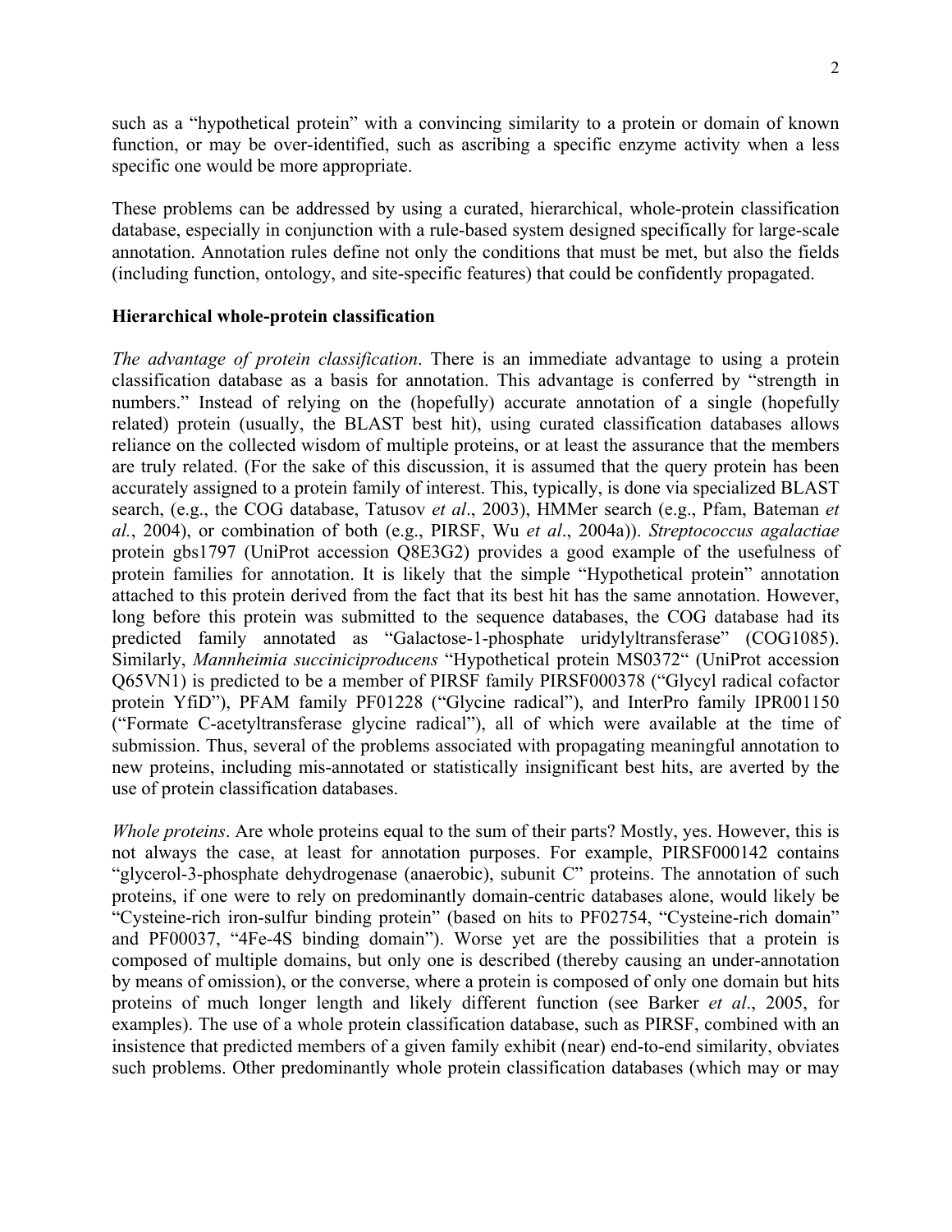such as a "hypothetical protein" with a convincing similarity to a protein or domain of known function, or may be over-identified, such as ascribing a specific enzyme activity when a less specific one would be more appropriate.

These problems can be addressed by using a curated, hierarchical, whole-protein classification database, especially in conjunction with a rule-based system designed specifically for large-scale annotation. Annotation rules define not only the conditions that must be met, but also the fields (including function, ontology, and site-specific features) that could be confidently propagated.

**Hierarchical whole-protein classification**

*The advantage of protein classification*. There is an immediate advantage to using a protein classification database as a basis for annotation. This advantage is conferred by "strength in numbers." Instead of relying on the (hopefully) accurate annotation of a single (hopefully related) protein (usually, the BLAST best hit), using curated classification databases allows reliance on the collected wisdom of multiple proteins, or at least the assurance that the members are truly related. (For the sake of this discussion, it is assumed that the query protein has been accurately assigned to a protein family of interest. This, typically, is done via specialized BLAST search, (e.g., the COG database, Tatusov *et al*., 2003), HMMer search (e.g., Pfam, Bateman *et al.*, 2004), or combination of both (e.g., PIRSF, Wu *et al*., 2004a)). *Streptococcus agalactiae* protein gbs1797 (UniProt accession Q8E3G2) provides a good example of the usefulness of protein families for annotation. It is likely that the simple "Hypothetical protein" annotation attached to this protein derived from the fact that its best hit has the same annotation. However, long before this protein was submitted to the sequence databases, the COG database had its predicted family annotated as "Galactose-1-phosphate uridylyltransferase" (COG1085). Similarly, *Mannheimia succiniciproducens* "Hypothetical protein MS0372" (UniProt accession Q65VN1) is predicted to be a member of PIRSF family PIRSF000378 ("Glycyl radical cofactor protein YfiD"), PFAM family PF01228 ("Glycine radical"), and InterPro family IPR001150 ("Formate C-acetyltransferase glycine radical"), all of which were available at the time of submission. Thus, several of the problems associated with propagating meaningful annotation to new proteins, including mis-annotated or statistically insignificant best hits, are averted by the use of protein classification databases.

*Whole proteins*. Are whole proteins equal to the sum of their parts? Mostly, yes. However, this is not always the case, at least for annotation purposes. For example, PIRSF000142 contains "glycerol-3-phosphate dehydrogenase (anaerobic), subunit C" proteins. The annotation of such proteins, if one were to rely on predominantly domain-centric databases alone, would likely be "Cysteine-rich iron-sulfur binding protein" (based on hits to PF02754, "Cysteine-rich domain" and PF00037, "4Fe-4S binding domain"). Worse yet are the possibilities that a protein is composed of multiple domains, but only one is described (thereby causing an under-annotation by means of omission), or the converse, where a protein is composed of only one domain but hits proteins of much longer length and likely different function (see Barker *et al*., 2005, for examples). The use of a whole protein classification database, such as PIRSF, combined with an insistence that predicted members of a given family exhibit (near) end-to-end similarity, obviates such problems. Other predominantly whole protein classification databases (which may or may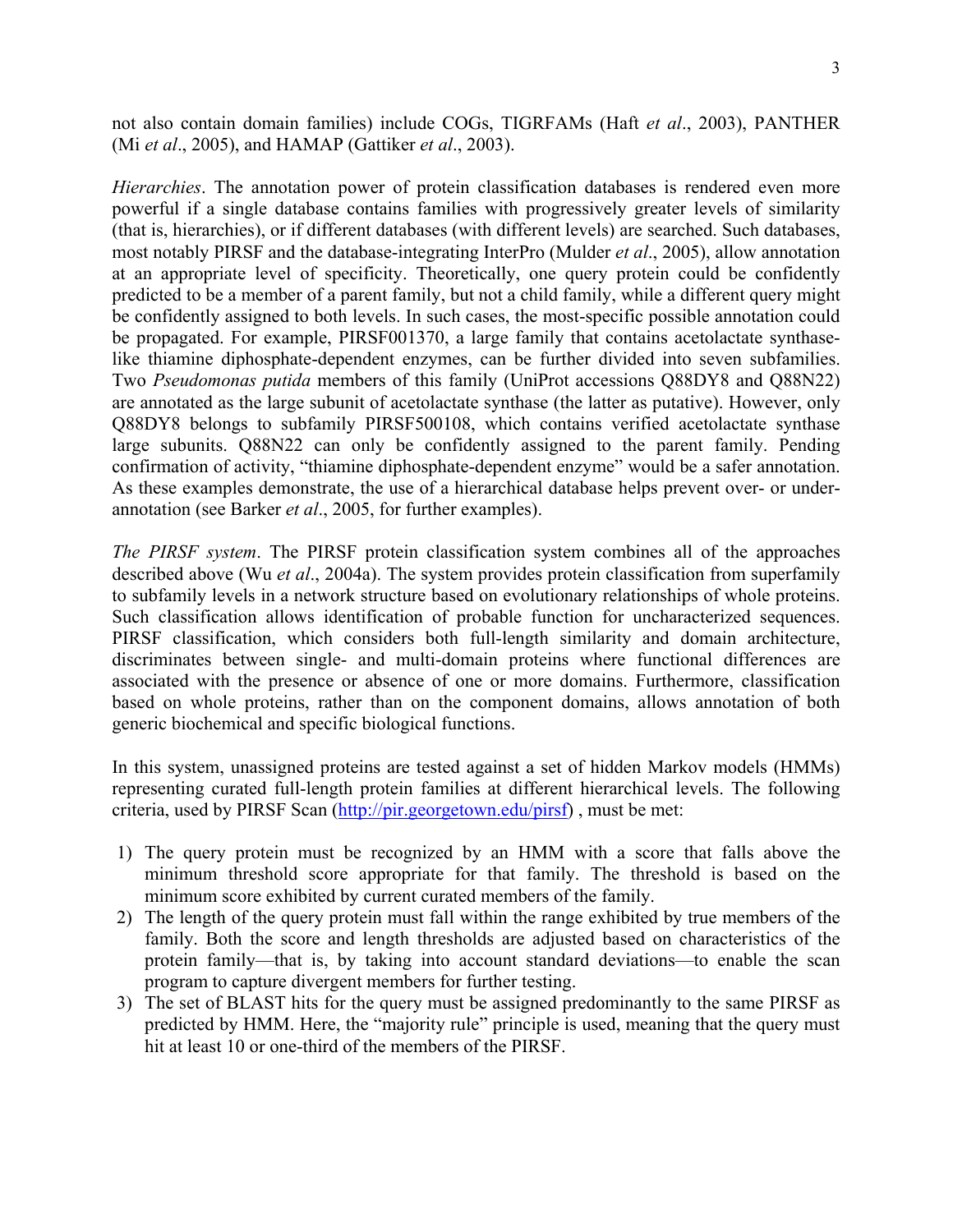not also contain domain families) include COGs, TIGRFAMs (Haft *et al*., 2003), PANTHER (Mi *et al*., 2005), and HAMAP (Gattiker *et al*., 2003).

*Hierarchies*. The annotation power of protein classification databases is rendered even more powerful if a single database contains families with progressively greater levels of similarity (that is, hierarchies), or if different databases (with different levels) are searched. Such databases, most notably PIRSF and the database-integrating InterPro (Mulder *et al*., 2005), allow annotation at an appropriate level of specificity. Theoretically, one query protein could be confidently predicted to be a member of a parent family, but not a child family, while a different query might be confidently assigned to both levels. In such cases, the most-specific possible annotation could be propagated. For example, PIRSF001370, a large family that contains acetolactate synthase-like thiamine diphosphate-dependent enzymes, can be further divided into seven subfamilies. Two *Pseudomonas putida* members of this family (UniProt accessions Q88DY8 and Q88N22) are annotated as the large subunit of acetolactate synthase (the latter as putative). However, only Q88DY8 belongs to subfamily PIRSF500108, which contains verified acetolactate synthase large subunits. Q88N22 can only be confidently assigned to the parent family. Pending confirmation of activity, "thiamine diphosphate-dependent enzyme" would be a safer annotation. As these examples demonstrate, the use of a hierarchical database helps prevent over- or under-annotation (see Barker *et al*., 2005, for further examples).

*The PIRSF system*. The PIRSF protein classification system combines all of the approaches described above (Wu *et al*., 2004a). The system provides protein classification from superfamily to subfamily levels in a network structure based on evolutionary relationships of whole proteins. Such classification allows identification of probable function for uncharacterized sequences. PIRSF classification, which considers both full-length similarity and domain architecture, discriminates between single- and multi-domain proteins where functional differences are associated with the presence or absence of one or more domains. Furthermore, classification based on whole proteins, rather than on the component domains, allows annotation of both generic biochemical and specific biological functions.

In this system, unassigned proteins are tested against a set of hidden Markov models (HMMs) representing curated full-length protein families at different hierarchical levels. The following criteria, used by PIRSF Scan (http://pir.georgetown.edu/pirsf) , must be met:

1) The query protein must be recognized by an HMM with a score that falls above the minimum threshold score appropriate for that family. The threshold is based on the minimum score exhibited by current curated members of the family.
2) The length of the query protein must fall within the range exhibited by true members of the family. Both the score and length thresholds are adjusted based on characteristics of the protein family—that is, by taking into account standard deviations—to enable the scan program to capture divergent members for further testing.
3) The set of BLAST hits for the query must be assigned predominantly to the same PIRSF as predicted by HMM. Here, the "majority rule" principle is used, meaning that the query must hit at least 10 or one-third of the members of the PIRSF.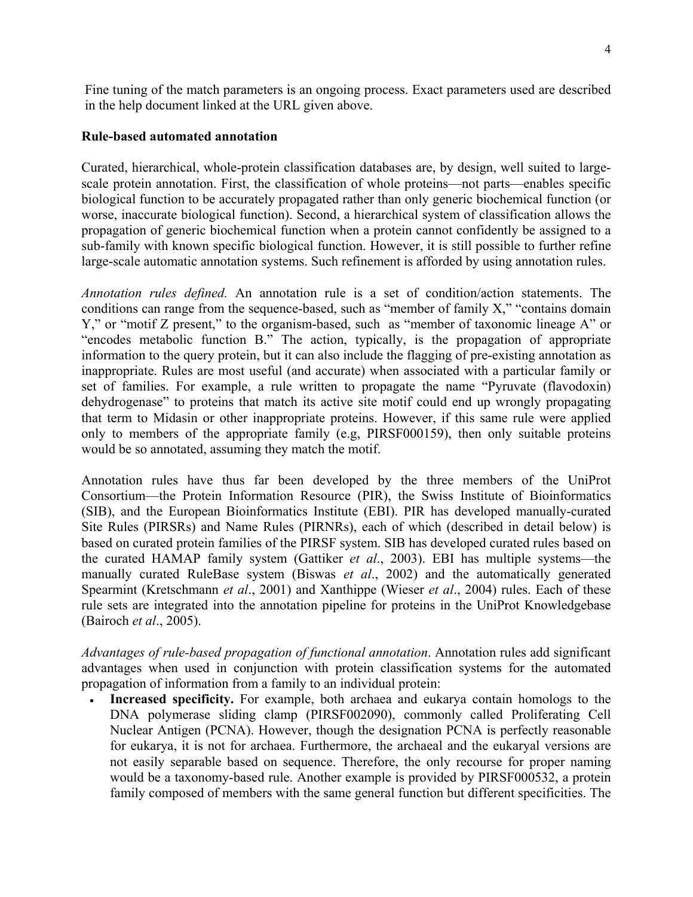Fine tuning of the match parameters is an ongoing process. Exact parameters used are described in the help document linked at the URL given above.

**Rule-based automated annotation**

Curated, hierarchical, whole-protein classification databases are, by design, well suited to large-scale protein annotation. First, the classification of whole proteins—not parts—enables specific biological function to be accurately propagated rather than only generic biochemical function (or worse, inaccurate biological function). Second, a hierarchical system of classification allows the propagation of generic biochemical function when a protein cannot confidently be assigned to a sub-family with known specific biological function. However, it is still possible to further refine large-scale automatic annotation systems. Such refinement is afforded by using annotation rules.

*Annotation rules defined.* An annotation rule is a set of condition/action statements. The conditions can range from the sequence-based, such as "member of family X," "contains domain Y," or "motif Z present," to the organism-based, such as "member of taxonomic lineage A" or "encodes metabolic function B." The action, typically, is the propagation of appropriate information to the query protein, but it can also include the flagging of pre-existing annotation as inappropriate. Rules are most useful (and accurate) when associated with a particular family or set of families. For example, a rule written to propagate the name "Pyruvate (flavodoxin) dehydrogenase" to proteins that match its active site motif could end up wrongly propagating that term to Midasin or other inappropriate proteins. However, if this same rule were applied only to members of the appropriate family (e.g, PIRSF000159), then only suitable proteins would be so annotated, assuming they match the motif.

Annotation rules have thus far been developed by the three members of the UniProt Consortium—the Protein Information Resource (PIR), the Swiss Institute of Bioinformatics (SIB), and the European Bioinformatics Institute (EBI). PIR has developed manually-curated Site Rules (PIRSRs) and Name Rules (PIRNRs), each of which (described in detail below) is based on curated protein families of the PIRSF system. SIB has developed curated rules based on the curated HAMAP family system (Gattiker *et al*., 2003). EBI has multiple systems—the manually curated RuleBase system (Biswas *et al*., 2002) and the automatically generated Spearmint (Kretschmann *et al*., 2001) and Xanthippe (Wieser *et al*., 2004) rules. Each of these rule sets are integrated into the annotation pipeline for proteins in the UniProt Knowledgebase (Bairoch *et al*., 2005).

*Advantages of rule-based propagation of functional annotation*. Annotation rules add significant advantages when used in conjunction with protein classification systems for the automated propagation of information from a family to an individual protein:

- **Increased specificity.** For example, both archaea and eukarya contain homologs to the DNA polymerase sliding clamp (PIRSF002090), commonly called Proliferating Cell Nuclear Antigen (PCNA). However, though the designation PCNA is perfectly reasonable for eukarya, it is not for archaea. Furthermore, the archaeal and the eukaryal versions are not easily separable based on sequence. Therefore, the only recourse for proper naming would be a taxonomy-based rule. Another example is provided by PIRSF000532, a protein family composed of members with the same general function but different specificities. The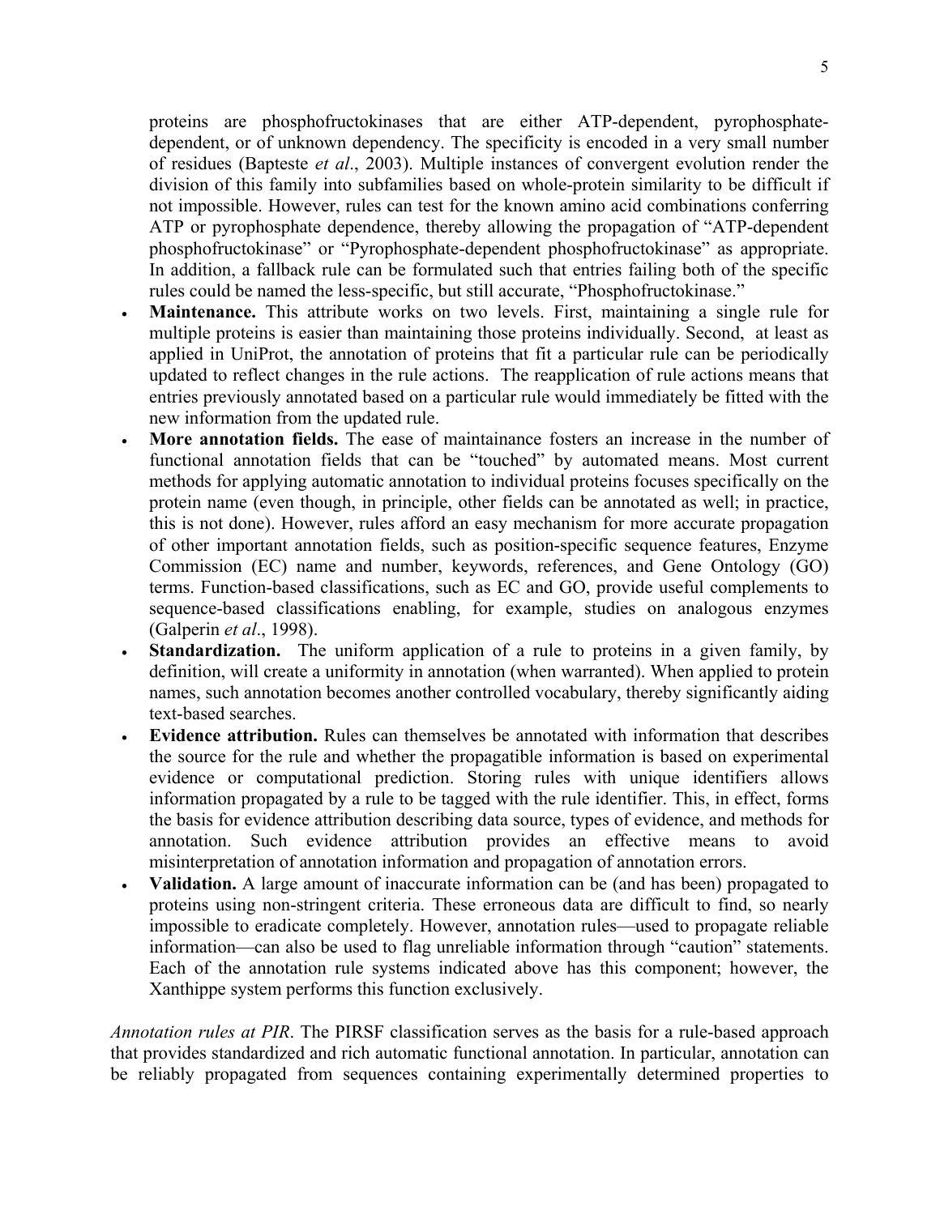proteins are phosphofructokinases that are either ATP-dependent, pyrophosphate-dependent, or of unknown dependency. The specificity is encoded in a very small number of residues (Bapteste *et al*., 2003). Multiple instances of convergent evolution render the division of this family into subfamilies based on whole-protein similarity to be difficult if not impossible. However, rules can test for the known amino acid combinations conferring ATP or pyrophosphate dependence, thereby allowing the propagation of "ATP-dependent phosphofructokinase" or "Pyrophosphate-dependent phosphofructokinase" as appropriate. In addition, a fallback rule can be formulated such that entries failing both of the specific rules could be named the less-specific, but still accurate, "Phosphofructokinase."

- **Maintenance.** This attribute works on two levels. First, maintaining a single rule for multiple proteins is easier than maintaining those proteins individually. Second, at least as applied in UniProt, the annotation of proteins that fit a particular rule can be periodically updated to reflect changes in the rule actions. The reapplication of rule actions means that entries previously annotated based on a particular rule would immediately be fitted with the new information from the updated rule.
- **More annotation fields.** The ease of maintainance fosters an increase in the number of functional annotation fields that can be "touched" by automated means. Most current methods for applying automatic annotation to individual proteins focuses specifically on the protein name (even though, in principle, other fields can be annotated as well; in practice, this is not done). However, rules afford an easy mechanism for more accurate propagation of other important annotation fields, such as position-specific sequence features, Enzyme Commission (EC) name and number, keywords, references, and Gene Ontology (GO) terms. Function-based classifications, such as EC and GO, provide useful complements to sequence-based classifications enabling, for example, studies on analogous enzymes (Galperin *et al*., 1998).
- **Standardization.** The uniform application of a rule to proteins in a given family, by definition, will create a uniformity in annotation (when warranted). When applied to protein names, such annotation becomes another controlled vocabulary, thereby significantly aiding text-based searches.
- **Evidence attribution.** Rules can themselves be annotated with information that describes the source for the rule and whether the propagatible information is based on experimental evidence or computational prediction. Storing rules with unique identifiers allows information propagated by a rule to be tagged with the rule identifier. This, in effect, forms the basis for evidence attribution describing data source, types of evidence, and methods for annotation. Such evidence attribution provides an effective means to avoid misinterpretation of annotation information and propagation of annotation errors.
- **Validation.** A large amount of inaccurate information can be (and has been) propagated to proteins using non-stringent criteria. These erroneous data are difficult to find, so nearly impossible to eradicate completely. However, annotation rules—used to propagate reliable information—can also be used to flag unreliable information through "caution" statements. Each of the annotation rule systems indicated above has this component; however, the Xanthippe system performs this function exclusively.

*Annotation rules at PIR*. The PIRSF classification serves as the basis for a rule-based approach that provides standardized and rich automatic functional annotation. In particular, annotation can be reliably propagated from sequences containing experimentally determined properties to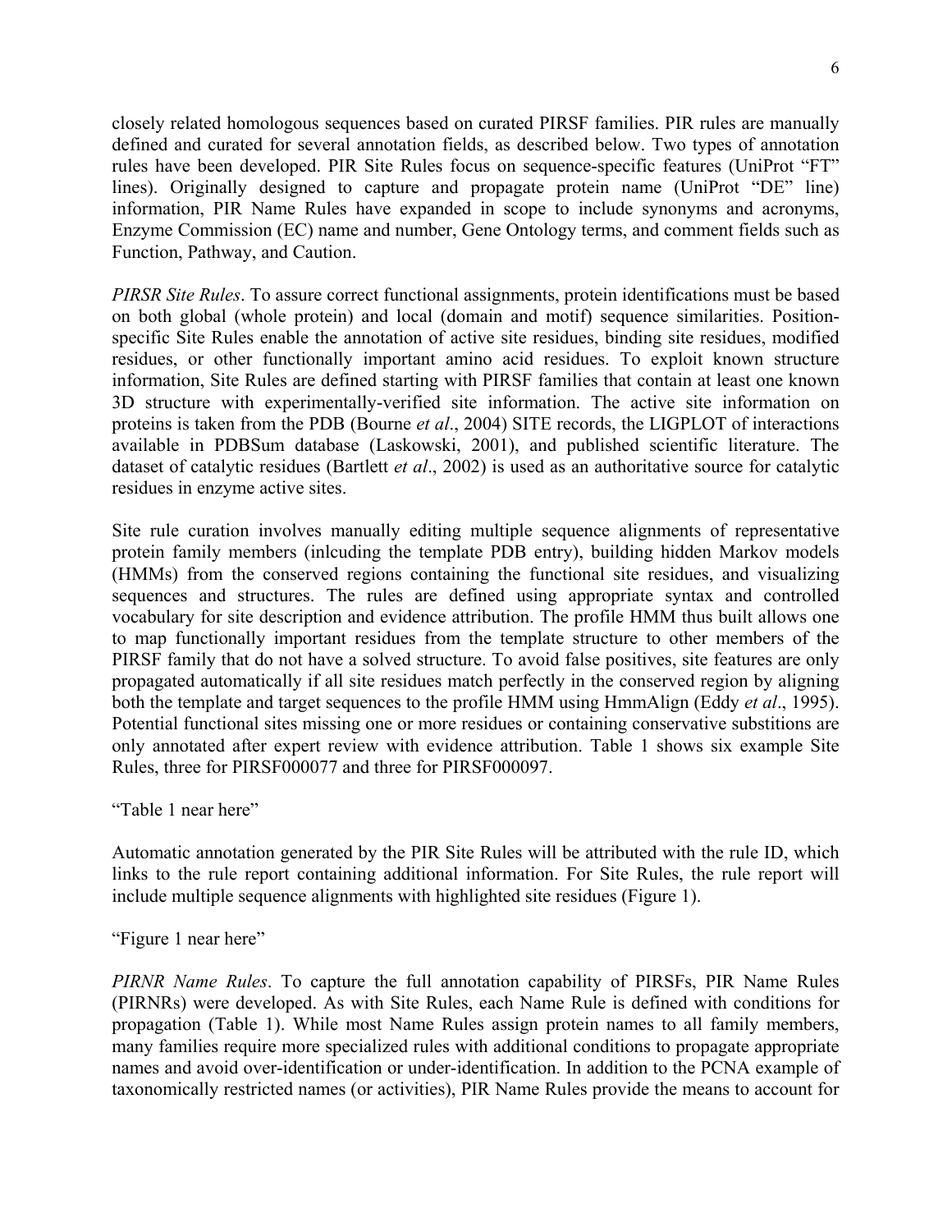closely related homologous sequences based on curated PIRSF families. PIR rules are manually defined and curated for several annotation fields, as described below. Two types of annotation rules have been developed. PIR Site Rules focus on sequence-specific features (UniProt "FT" lines). Originally designed to capture and propagate protein name (UniProt "DE" line) information, PIR Name Rules have expanded in scope to include synonyms and acronyms, Enzyme Commission (EC) name and number, Gene Ontology terms, and comment fields such as Function, Pathway, and Caution.

*PIRSR Site Rules*. To assure correct functional assignments, protein identifications must be based on both global (whole protein) and local (domain and motif) sequence similarities. Position-specific Site Rules enable the annotation of active site residues, binding site residues, modified residues, or other functionally important amino acid residues. To exploit known structure information, Site Rules are defined starting with PIRSF families that contain at least one known 3D structure with experimentally-verified site information. The active site information on proteins is taken from the PDB (Bourne *et al*., 2004) SITE records, the LIGPLOT of interactions available in PDBSum database (Laskowski, 2001), and published scientific literature. The dataset of catalytic residues (Bartlett *et al*., 2002) is used as an authoritative source for catalytic residues in enzyme active sites.

Site rule curation involves manually editing multiple sequence alignments of representative protein family members (inlcuding the template PDB entry), building hidden Markov models (HMMs) from the conserved regions containing the functional site residues, and visualizing sequences and structures. The rules are defined using appropriate syntax and controlled vocabulary for site description and evidence attribution. The profile HMM thus built allows one to map functionally important residues from the template structure to other members of the PIRSF family that do not have a solved structure. To avoid false positives, site features are only propagated automatically if all site residues match perfectly in the conserved region by aligning both the template and target sequences to the profile HMM using HmmAlign (Eddy *et al*., 1995). Potential functional sites missing one or more residues or containing conservative substitions are only annotated after expert review with evidence attribution. Table 1 shows six example Site Rules, three for PIRSF000077 and three for PIRSF000097.

"Table 1 near here"

Automatic annotation generated by the PIR Site Rules will be attributed with the rule ID, which links to the rule report containing additional information. For Site Rules, the rule report will include multiple sequence alignments with highlighted site residues (Figure 1).

"Figure 1 near here"

*PIRNR Name Rules*. To capture the full annotation capability of PIRSFs, PIR Name Rules (PIRNRs) were developed. As with Site Rules, each Name Rule is defined with conditions for propagation (Table 1). While most Name Rules assign protein names to all family members, many families require more specialized rules with additional conditions to propagate appropriate names and avoid over-identification or under-identification. In addition to the PCNA example of taxonomically restricted names (or activities), PIR Name Rules provide the means to account for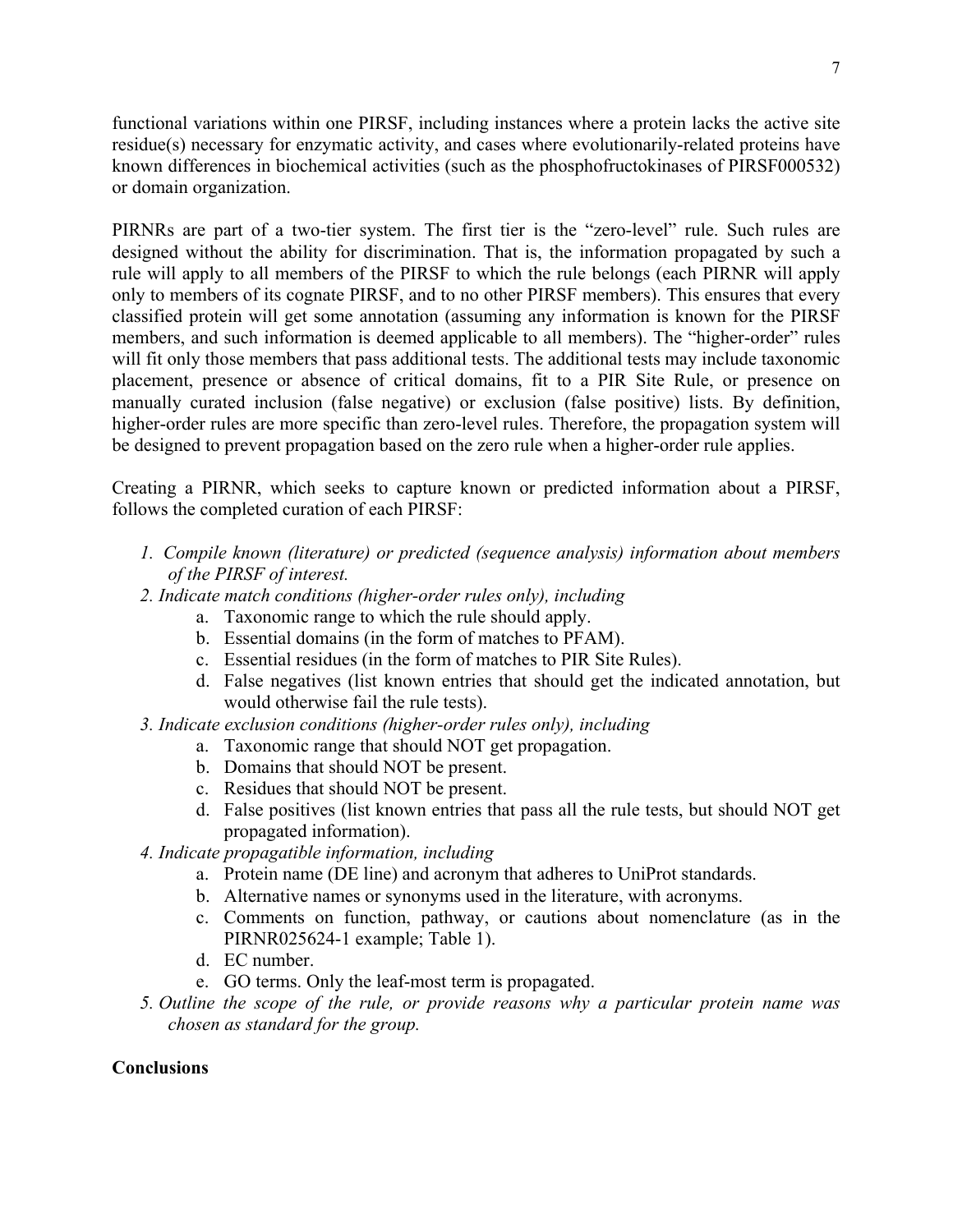functional variations within one PIRSF, including instances where a protein lacks the active site residue(s) necessary for enzymatic activity, and cases where evolutionarily-related proteins have known differences in biochemical activities (such as the phosphofructokinases of PIRSF000532) or domain organization.

PIRNRs are part of a two-tier system. The first tier is the "zero-level" rule. Such rules are designed without the ability for discrimination. That is, the information propagated by such a rule will apply to all members of the PIRSF to which the rule belongs (each PIRNR will apply only to members of its cognate PIRSF, and to no other PIRSF members). This ensures that every classified protein will get some annotation (assuming any information is known for the PIRSF members, and such information is deemed applicable to all members). The "higher-order" rules will fit only those members that pass additional tests. The additional tests may include taxonomic placement, presence or absence of critical domains, fit to a PIR Site Rule, or presence on manually curated inclusion (false negative) or exclusion (false positive) lists. By definition, higher-order rules are more specific than zero-level rules. Therefore, the propagation system will be designed to prevent propagation based on the zero rule when a higher-order rule applies.

Creating a PIRNR, which seeks to capture known or predicted information about a PIRSF, follows the completed curation of each PIRSF:

1. *Compile known (literature) or predicted (sequence analysis) information about members of the PIRSF of interest.*
2. *Indicate match conditions (higher-order rules only), including*
    a. Taxonomic range to which the rule should apply.
    b. Essential domains (in the form of matches to PFAM).
    c. Essential residues (in the form of matches to PIR Site Rules).
    d. False negatives (list known entries that should get the indicated annotation, but would otherwise fail the rule tests).
3. *Indicate exclusion conditions (higher-order rules only), including*
    a. Taxonomic range that should NOT get propagation.
    b. Domains that should NOT be present.
    c. Residues that should NOT be present.
    d. False positives (list known entries that pass all the rule tests, but should NOT get propagated information).
4. *Indicate propagatible information, including*
    a. Protein name (DE line) and acronym that adheres to UniProt standards.
    b. Alternative names or synonyms used in the literature, with acronyms.
    c. Comments on function, pathway, or cautions about nomenclature (as in the PIRNR025624-1 example; Table 1).
    d. EC number.
    e. GO terms. Only the leaf-most term is propagated.
5. *Outline the scope of the rule, or provide reasons why a particular protein name was chosen as standard for the group.*

**Conclusions**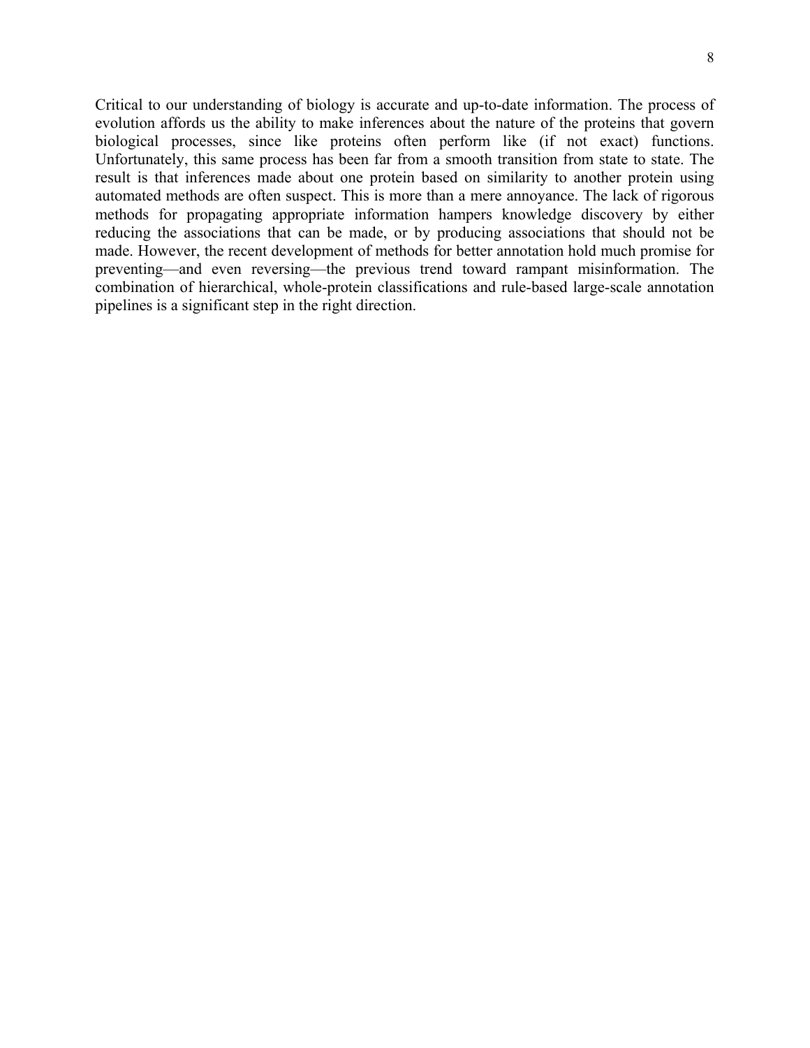Critical to our understanding of biology is accurate and up-to-date information. The process of evolution affords us the ability to make inferences about the nature of the proteins that govern biological processes, since like proteins often perform like (if not exact) functions. Unfortunately, this same process has been far from a smooth transition from state to state. The result is that inferences made about one protein based on similarity to another protein using automated methods are often suspect. This is more than a mere annoyance. The lack of rigorous methods for propagating appropriate information hampers knowledge discovery by either reducing the associations that can be made, or by producing associations that should not be made. However, the recent development of methods for better annotation hold much promise for preventing—and even reversing—the previous trend toward rampant misinformation. The combination of hierarchical, whole-protein classifications and rule-based large-scale annotation pipelines is a significant step in the right direction.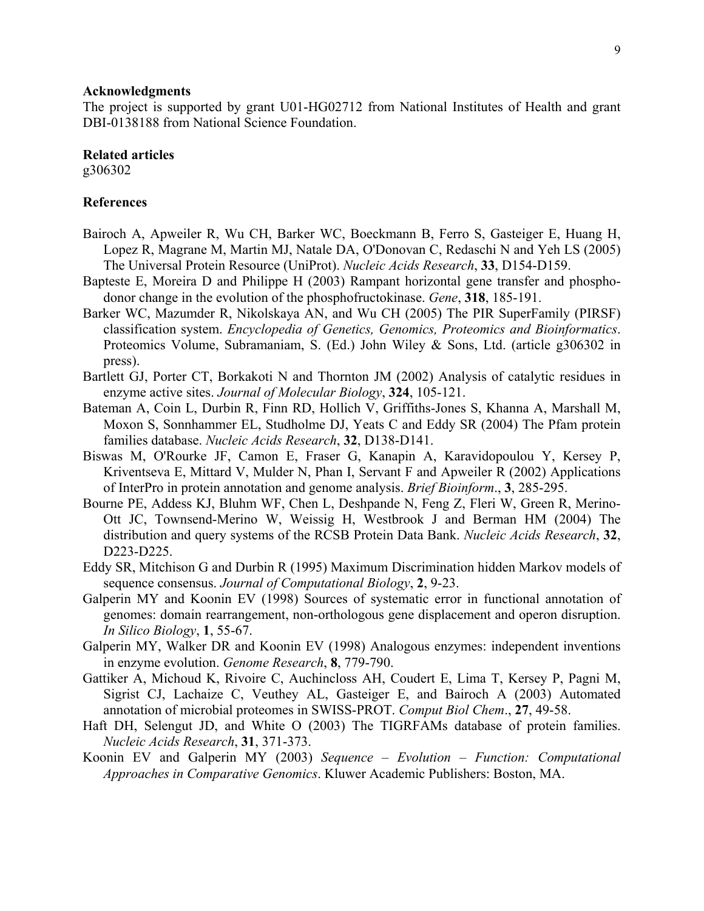## Acknowledgments

The project is supported by grant U01-HG02712 from National Institutes of Health and grant DBI-0138188 from National Science Foundation.

## Related articles

g306302

## References

Bairoch A, Apweiler R, Wu CH, Barker WC, Boeckmann B, Ferro S, Gasteiger E, Huang H, Lopez R, Magrane M, Martin MJ, Natale DA, O'Donovan C, Redaschi N and Yeh LS (2005) The Universal Protein Resource (UniProt). *Nucleic Acids Research*, **33**, D154-D159.

Bapteste E, Moreira D and Philippe H (2003) Rampant horizontal gene transfer and phospho-donor change in the evolution of the phosphofructokinase. *Gene*, **318**, 185-191.

Barker WC, Mazumder R, Nikolskaya AN, and Wu CH (2005) The PIR SuperFamily (PIRSF) classification system. *Encyclopedia of Genetics, Genomics, Proteomics and Bioinformatics*. Proteomics Volume, Subramaniam, S. (Ed.) John Wiley & Sons, Ltd. (article g306302 in press).

Bartlett GJ, Porter CT, Borkakoti N and Thornton JM (2002) Analysis of catalytic residues in enzyme active sites. *Journal of Molecular Biology*, **324**, 105-121.

Bateman A, Coin L, Durbin R, Finn RD, Hollich V, Griffiths-Jones S, Khanna A, Marshall M, Moxon S, Sonnhammer EL, Studholme DJ, Yeats C and Eddy SR (2004) The Pfam protein families database. *Nucleic Acids Research*, **32**, D138-D141.

Biswas M, O'Rourke JF, Camon E, Fraser G, Kanapin A, Karavidopoulou Y, Kersey P, Kriventseva E, Mittard V, Mulder N, Phan I, Servant F and Apweiler R (2002) Applications of InterPro in protein annotation and genome analysis. *Brief Bioinform*., **3**, 285-295.

Bourne PE, Addess KJ, Bluhm WF, Chen L, Deshpande N, Feng Z, Fleri W, Green R, Merino-Ott JC, Townsend-Merino W, Weissig H, Westbrook J and Berman HM (2004) The distribution and query systems of the RCSB Protein Data Bank. *Nucleic Acids Research*, **32**, D223-D225.

Eddy SR, Mitchison G and Durbin R (1995) Maximum Discrimination hidden Markov models of sequence consensus. *Journal of Computational Biology*, **2**, 9-23.

Galperin MY and Koonin EV (1998) Sources of systematic error in functional annotation of genomes: domain rearrangement, non-orthologous gene displacement and operon disruption. *In Silico Biology*, **1**, 55-67.

Galperin MY, Walker DR and Koonin EV (1998) Analogous enzymes: independent inventions in enzyme evolution. *Genome Research*, **8**, 779-790.

Gattiker A, Michoud K, Rivoire C, Auchincloss AH, Coudert E, Lima T, Kersey P, Pagni M, Sigrist CJ, Lachaize C, Veuthey AL, Gasteiger E, and Bairoch A (2003) Automated annotation of microbial proteomes in SWISS-PROT. *Comput Biol Chem*., **27**, 49-58.

Haft DH, Selengut JD, and White O (2003) The TIGRFAMs database of protein families. *Nucleic Acids Research*, **31**, 371-373.

Koonin EV and Galperin MY (2003) *Sequence – Evolution – Function: Computational Approaches in Comparative Genomics*. Kluwer Academic Publishers: Boston, MA.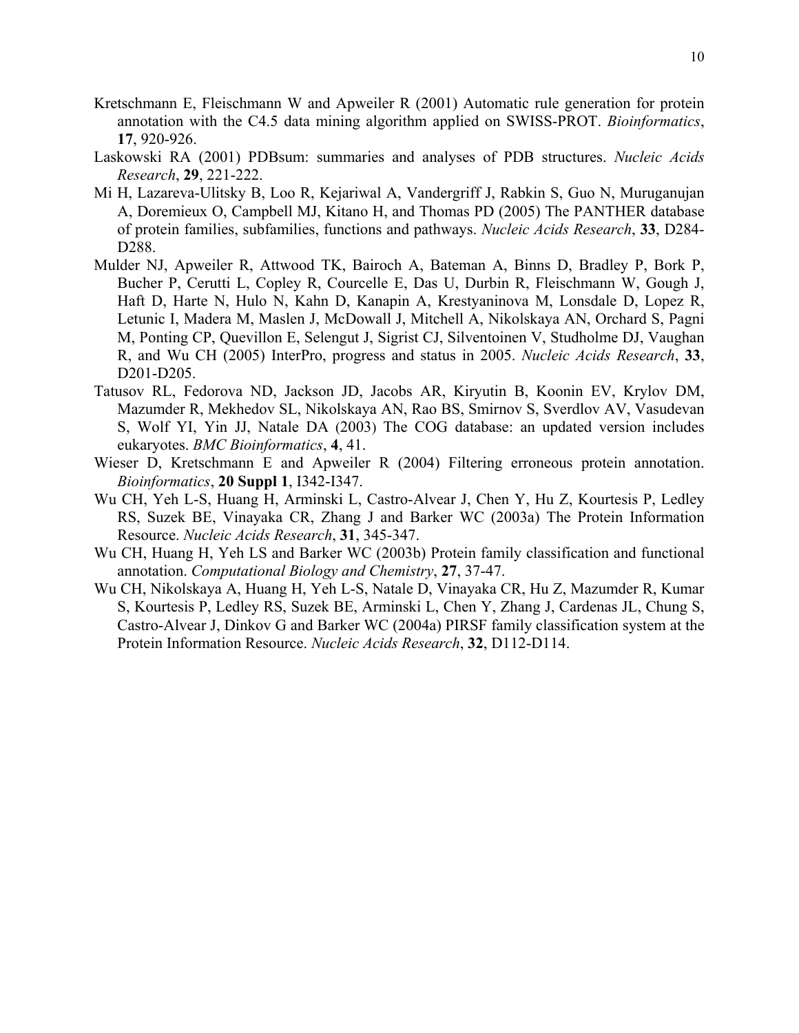Kretschmann E, Fleischmann W and Apweiler R (2001) Automatic rule generation for protein annotation with the C4.5 data mining algorithm applied on SWISS-PROT. *Bioinformatics*, **17**, 920-926.

Laskowski RA (2001) PDBsum: summaries and analyses of PDB structures. *Nucleic Acids Research*, **29**, 221-222.

Mi H, Lazareva-Ulitsky B, Loo R, Kejariwal A, Vandergriff J, Rabkin S, Guo N, Muruganujan A, Doremieux O, Campbell MJ, Kitano H, and Thomas PD (2005) The PANTHER database of protein families, subfamilies, functions and pathways. *Nucleic Acids Research*, **33**, D284-D288.

Mulder NJ, Apweiler R, Attwood TK, Bairoch A, Bateman A, Binns D, Bradley P, Bork P, Bucher P, Cerutti L, Copley R, Courcelle E, Das U, Durbin R, Fleischmann W, Gough J, Haft D, Harte N, Hulo N, Kahn D, Kanapin A, Krestyaninova M, Lonsdale D, Lopez R, Letunic I, Madera M, Maslen J, McDowall J, Mitchell A, Nikolskaya AN, Orchard S, Pagni M, Ponting CP, Quevillon E, Selengut J, Sigrist CJ, Silventoinen V, Studholme DJ, Vaughan R, and Wu CH (2005) InterPro, progress and status in 2005. *Nucleic Acids Research*, **33**, D201-D205.

Tatusov RL, Fedorova ND, Jackson JD, Jacobs AR, Kiryutin B, Koonin EV, Krylov DM, Mazumder R, Mekhedov SL, Nikolskaya AN, Rao BS, Smirnov S, Sverdlov AV, Vasudevan S, Wolf YI, Yin JJ, Natale DA (2003) The COG database: an updated version includes eukaryotes. *BMC Bioinformatics*, **4**, 41.

Wieser D, Kretschmann E and Apweiler R (2004) Filtering erroneous protein annotation. *Bioinformatics*, **20 Suppl 1**, I342-I347.

Wu CH, Yeh L-S, Huang H, Arminski L, Castro-Alvear J, Chen Y, Hu Z, Kourtesis P, Ledley RS, Suzek BE, Vinayaka CR, Zhang J and Barker WC (2003a) The Protein Information Resource. *Nucleic Acids Research*, **31**, 345-347.

Wu CH, Huang H, Yeh LS and Barker WC (2003b) Protein family classification and functional annotation. *Computational Biology and Chemistry*, **27**, 37-47.

Wu CH, Nikolskaya A, Huang H, Yeh L-S, Natale D, Vinayaka CR, Hu Z, Mazumder R, Kumar S, Kourtesis P, Ledley RS, Suzek BE, Arminski L, Chen Y, Zhang J, Cardenas JL, Chung S, Castro-Alvear J, Dinkov G and Barker WC (2004a) PIRSF family classification system at the Protein Information Resource. *Nucleic Acids Research*, **32**, D112-D114.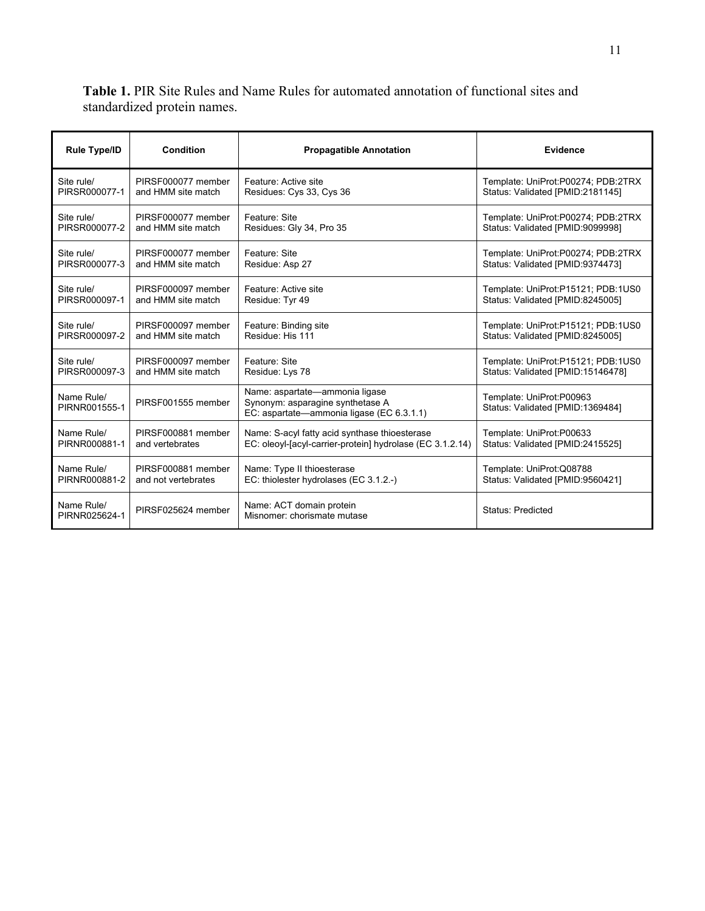**Table 1.** PIR Site Rules and Name Rules for automated annotation of functional sites and standardized protein names.

| Rule Type/ID | Condition | Propagatible Annotation | Evidence |
|---|---|---|---|
| Site rule/ PIRSR000077-1 | PIRSF000077 member and HMM site match | Feature: Active site<br>Residues: Cys 33, Cys 36 | Template: UniProt:P00274; PDB:2TRX<br>Status: Validated [PMID:2181145] |
| Site rule/ PIRSR000077-2 | PIRSF000077 member and HMM site match | Feature: Site<br>Residues: Gly 34, Pro 35 | Template: UniProt:P00274; PDB:2TRX<br>Status: Validated [PMID:9099998] |
| Site rule/ PIRSR000077-3 | PIRSF000077 member and HMM site match | Feature: Site<br>Residue: Asp 27 | Template: UniProt:P00274; PDB:2TRX<br>Status: Validated [PMID:9374473] |
| Site rule/ PIRSR000097-1 | PIRSF000097 member and HMM site match | Feature: Active site<br>Residue: Tyr 49 | Template: UniProt:P15121; PDB:1US0<br>Status: Validated [PMID:8245005] |
| Site rule/ PIRSR000097-2 | PIRSF000097 member and HMM site match | Feature: Binding site<br>Residue: His 111 | Template: UniProt:P15121; PDB:1US0<br>Status: Validated [PMID:8245005] |
| Site rule/ PIRSR000097-3 | PIRSF000097 member and HMM site match | Feature: Site<br>Residue: Lys 78 | Template: UniProt:P15121; PDB:1US0<br>Status: Validated [PMID:15146478] |
| Name Rule/ PIRNR001555-1 | PIRSF001555 member | Name: aspartate—ammonia ligase<br>Synonym: asparagine synthetase A<br>EC: aspartate—ammonia ligase (EC 6.3.1.1) | Template: UniProt:P00963<br>Status: Validated [PMID:1369484] |
| Name Rule/ PIRNR000881-1 | PIRSF000881 member and vertebrates | Name: S-acyl fatty acid synthase thioesterase<br>EC: oleoyl-[acyl-carrier-protein] hydrolase (EC 3.1.2.14) | Template: UniProt:P00633<br>Status: Validated [PMID:2415525] |
| Name Rule/ PIRNR000881-2 | PIRSF000881 member and not vertebrates | Name: Type II thioesterase<br>EC: thiolester hydrolases (EC 3.1.2.-) | Template: UniProt:Q08788<br>Status: Validated [PMID:9560421] |
| Name Rule/ PIRNR025624-1 | PIRSF025624 member | Name: ACT domain protein<br>Misnomer: chorismate mutase | Status: Predicted |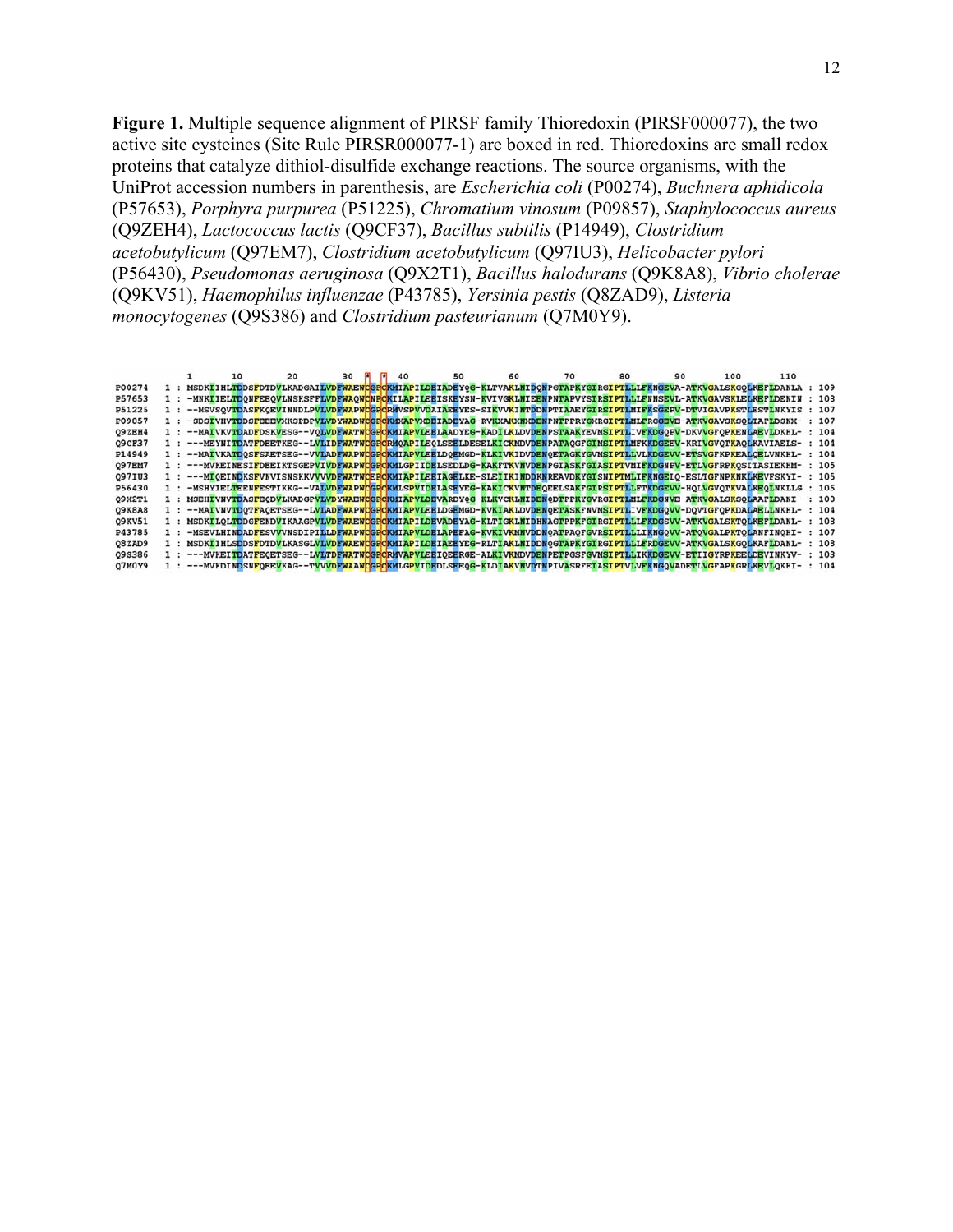**Figure 1.** Multiple sequence alignment of PIRSF family Thioredoxin (PIRSF000077), the two active site cysteines (Site Rule PIRSR000077-1) are boxed in red. Thioredoxins are small redox proteins that catalyze dithiol-disulfide exchange reactions. The source organisms, with the UniProt accession numbers in parenthesis, are *Escherichia coli* (P00274), *Buchnera aphidicola* (P57653), *Porphyra purpurea* (P51225), *Chromatium vinosum* (P09857), *Staphylococcus aureus* (Q9ZEH4), *Lactococcus lactis* (Q9CF37), *Bacillus subtilis* (P14949), *Clostridium acetobutylicum* (Q97EM7), *Clostridium acetobutylicum* (Q97IU3), *Helicobacter pylori* (P56430), *Pseudomonas aeruginosa* (Q9X2T1), *Bacillus halodurans* (Q9K8A8), *Vibrio cholerae* (Q9KV51), *Haemophilus influenzae* (P43785), *Yersinia pestis* (Q8ZAD9), *Listeria monocytogenes* (Q9S386) and *Clostridium pasteurianum* (Q7M0Y9).

```
            1        10        20        30 * * 40        50        60        70        80        90       100       110
P00274  1 : MSDKIIHLTDDSFDTDVLKADGAILVDFWAEWCGPCKMIAPILDEIADEYQG-KLTVAKLNIDQNPGTAPKYGIRGIPTLLLFKNGEVA-ATKVGALSKGQLKEFLDANLA : 109
P57653  1 : -MNKIIELTDQNFEEQVLNSKSFFLVDFWAQWCNPCKILAPILEEISKEYSN-KVIVGKLNIEENPNTAPVYSIRSIPTLLLFNNSEVL-ATKVGAVSKLELKEFIDENIN : 108
P51225  1 : --MSVSQVTDASFKQEVINNDLPVLVDFWAPWCGPCRMVSPVVDAIAEEYES-SIKVVKINTDDNPTIAAEYGIRSIPTLMIFKSGERV-DTVIGAVPKSTLESTLNKYIS : 107
P09857  1 : -SDSIVHVTDDSFEEEVXKSPDPVLVDYWADWCGPCKMXAPVXDEIADEYAG-RVKXAKXNXDENPNTPPRYGXRGIPTLMLFRGGEVE-ATKVGAVSKSQLTAFLDSNX- : 107
Q9ZEH4  1 : --MAIVKVTDADFDSKVESG--VQLVDFWATWCGPCKMIAPVLEELAADYEG-KADILKLDVDENPSTAAKYEVMSIPTLIVFKDGQPV-DKVVGFQPKENLAEVLDKHL- : 104
Q9CF37  1 : ---MEYNITDATFDEETKEG--LVLIDFWATWCGPCRMQAPILEQLSEELDESELKICKMDVDENPATAQGFGIMSIPTLMFKKDGEEV-KRIVGVQTKAQLKAVIAELS- : 104
P14949  1 : --MAIVKATDQSFSAETSEG--VVLADFWAPWCGPCKMIAPVLEELDQEMGD-KLKIVKIDVDENQETAGKYGVMSIPTLLVLKDGEVV-ETSVGFKPKEALQELVNKHL- : 104
Q97EM7  1 : ---MVKEINESIFDEEIKTSGEPVIVDFWAPWCGPCKMLGPIIDELSEDLDG-KAKFTKVNVDENPGIASKFGIASIPTVMIFKDGNPV-ETLVGFRPKQSITASIEKHM- : 105
Q97IU3  1 : ---MIQEINDKSFVNVISNSKKVVVVDFWATWCEPCKMIAPILEEIAGELKE-SLEIIKINDDKNREAVDKYGISNIPTMLIFKNGELQ-ESLTGFNPKNKLKEVFSKYI- : 105
P56430  1 : -MSHYIELTEENFESTIKKG--VALVDFWAPWCGPCKMLSPVIDELASEYEG-KAKICKVNTDEQEELSAKFGIRSIPTLLFTKDGEVV-HQLVGVQTKVALKEQLNKLLG : 106
Q9X2T1  1 : MSEHIVNVTDASFEQDVLKADGPVLVDYWAEWCGPCKMIAPVLDEVARDYQG-KLKVCKLNIDENQDTPPKYGVRGIPTLMLFKDGNVE-ATKVGALSKSQLAAFLDANI- : 108
Q9K8A8  1 : --MAIVNVTDQTFAQETSEG--LVLADFWAPWCGPCKMIAPVLEELDGEMGD-KVKIAKLDVDENQETASKFNVMSIPTLIVFKDGQVV-DQVTGFQPKDALAELLNKHL- : 104
Q9KV51  1 : MSDKILQLTDDGFENDVIKAAGPVLVDFWAEWCGPCKMIAPILDEVADEYAG-KLTIGKLNIDHNAGTPPKFGIRGIPTLLLFKDGSVV-ATKVGALSKTQLKEFIDANL- : 108
P43785  1 : -MSEVLHINDADFESVVVNSDIPILLDFWAPWCGPCKMIAPVLDELAPEFAG-KVKIVKMNVDDNQATPAQFGVRSIPTLLLIKNGQVV-ATQVGALPKTQLANFINQHI- : 107
Q8ZAD9  1 : MSDKIIHLSDDSFDTDVLKASGLVLVDFWAEWCGPCKMIAPILDEIAEEYEG-RLTIAKLNIDDNQGTAPKYGIRGIPTLLLFRDGEVV-ATKVGALSKGQLKAFLDANL- : 108
Q9S386  1 : ---MVKEITDATFEQETSEG--LVLTDFWATWCGPCRMVAPVLEEIQEERGE-ALKIVKMDVDENPETPGSFGVMSIPTLLIKKDGEVV-ETIIGYRPKEELDEVINKYV- : 103
Q7M0Y9  1 : ---MVKDINDSNFQEEVKAG--TVVVDFWAAWCGPCKMLGPVIDEDLSEEQG-KLDIAKVNVDTNPIVASRFEIASIPTVLVFKNGQVADETLVGFAPKGRLKEVLQKHI- : 104
```